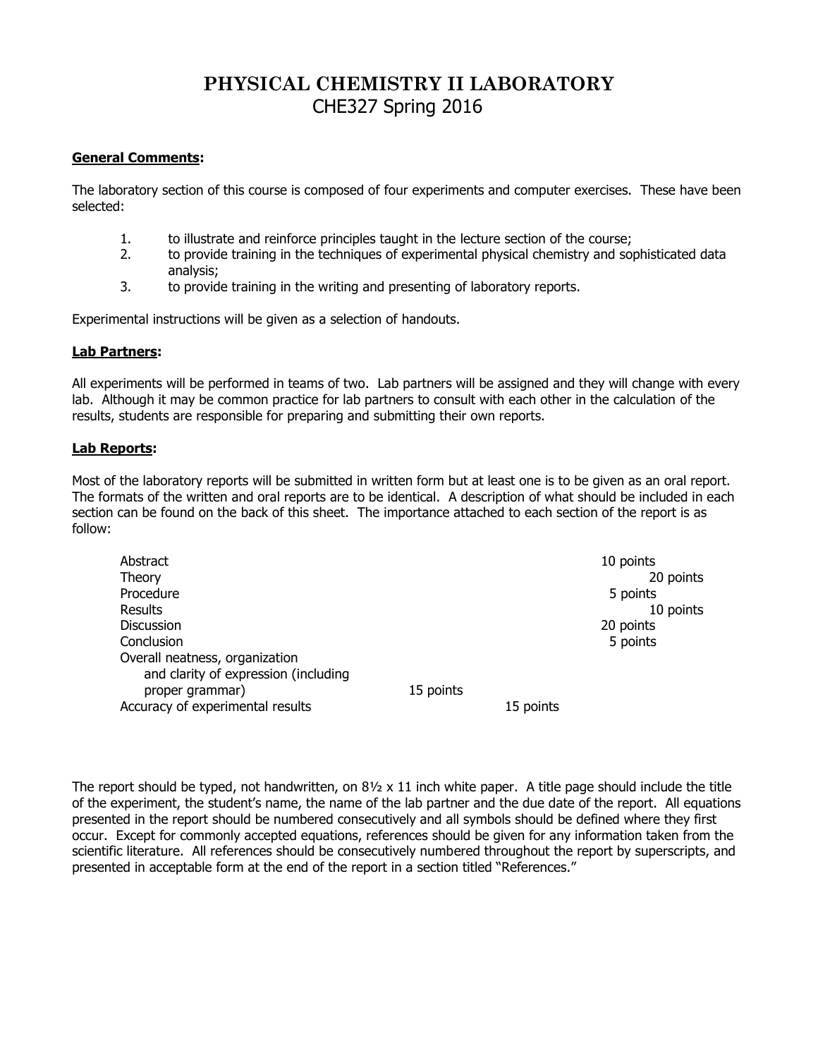# PHYSICAL CHEMISTRY II LABORATORY
## CHE327 Spring 2016

**General Comments:**

The laboratory section of this course is composed of four experiments and computer exercises. These have been selected:

1. to illustrate and reinforce principles taught in the lecture section of the course;
2. to provide training in the techniques of experimental physical chemistry and sophisticated data analysis;
3. to provide training in the writing and presenting of laboratory reports.

Experimental instructions will be given as a selection of handouts.

**Lab Partners:**

All experiments will be performed in teams of two. Lab partners will be assigned and they will change with every lab. Although it may be common practice for lab partners to consult with each other in the calculation of the results, students are responsible for preparing and submitting their own reports.

**Lab Reports:**

Most of the laboratory reports will be submitted in written form but at least one is to be given as an oral report. The formats of the written and oral reports are to be identical. A description of what should be included in each section can be found on the back of this sheet. The importance attached to each section of the report is as follow:

| Section | Points |
| --- | --- |
| Abstract | 10 points |
| Theory | 20 points |
| Procedure | 5 points |
| Results | 10 points |
| Discussion | 20 points |
| Conclusion | 5 points |
| Overall neatness, organization and clarity of expression (including proper grammar) | 15 points |
| Accuracy of experimental results | 15 points |

The report should be typed, not handwritten, on 8½ x 11 inch white paper. A title page should include the title of the experiment, the student's name, the name of the lab partner and the due date of the report. All equations presented in the report should be numbered consecutively and all symbols should be defined where they first occur. Except for commonly accepted equations, references should be given for any information taken from the scientific literature. All references should be consecutively numbered throughout the report by superscripts, and presented in acceptable form at the end of the report in a section titled "References."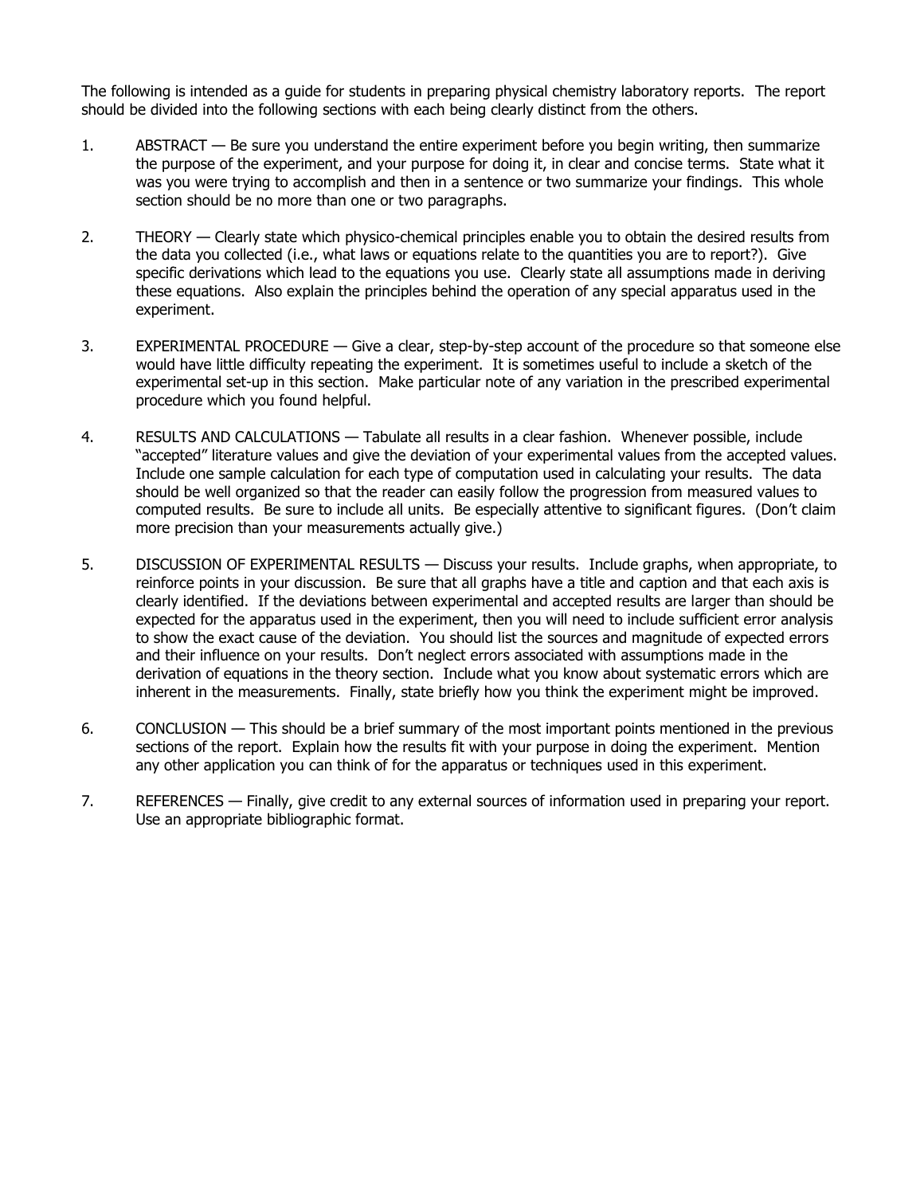The following is intended as a guide for students in preparing physical chemistry laboratory reports. The report should be divided into the following sections with each being clearly distinct from the others.

1. ABSTRACT — Be sure you understand the entire experiment before you begin writing, then summarize the purpose of the experiment, and your purpose for doing it, in clear and concise terms. State what it was you were trying to accomplish and then in a sentence or two summarize your findings. This whole section should be no more than one or two paragraphs.

2. THEORY — Clearly state which physico-chemical principles enable you to obtain the desired results from the data you collected (i.e., what laws or equations relate to the quantities you are to report?). Give specific derivations which lead to the equations you use. Clearly state all assumptions made in deriving these equations. Also explain the principles behind the operation of any special apparatus used in the experiment.

3. EXPERIMENTAL PROCEDURE — Give a clear, step-by-step account of the procedure so that someone else would have little difficulty repeating the experiment. It is sometimes useful to include a sketch of the experimental set-up in this section. Make particular note of any variation in the prescribed experimental procedure which you found helpful.

4. RESULTS AND CALCULATIONS — Tabulate all results in a clear fashion. Whenever possible, include "accepted" literature values and give the deviation of your experimental values from the accepted values. Include one sample calculation for each type of computation used in calculating your results. The data should be well organized so that the reader can easily follow the progression from measured values to computed results. Be sure to include all units. Be especially attentive to significant figures. (Don't claim more precision than your measurements actually give.)

5. DISCUSSION OF EXPERIMENTAL RESULTS — Discuss your results. Include graphs, when appropriate, to reinforce points in your discussion. Be sure that all graphs have a title and caption and that each axis is clearly identified. If the deviations between experimental and accepted results are larger than should be expected for the apparatus used in the experiment, then you will need to include sufficient error analysis to show the exact cause of the deviation. You should list the sources and magnitude of expected errors and their influence on your results. Don't neglect errors associated with assumptions made in the derivation of equations in the theory section. Include what you know about systematic errors which are inherent in the measurements. Finally, state briefly how you think the experiment might be improved.

6. CONCLUSION — This should be a brief summary of the most important points mentioned in the previous sections of the report. Explain how the results fit with your purpose in doing the experiment. Mention any other application you can think of for the apparatus or techniques used in this experiment.

7. REFERENCES — Finally, give credit to any external sources of information used in preparing your report. Use an appropriate bibliographic format.